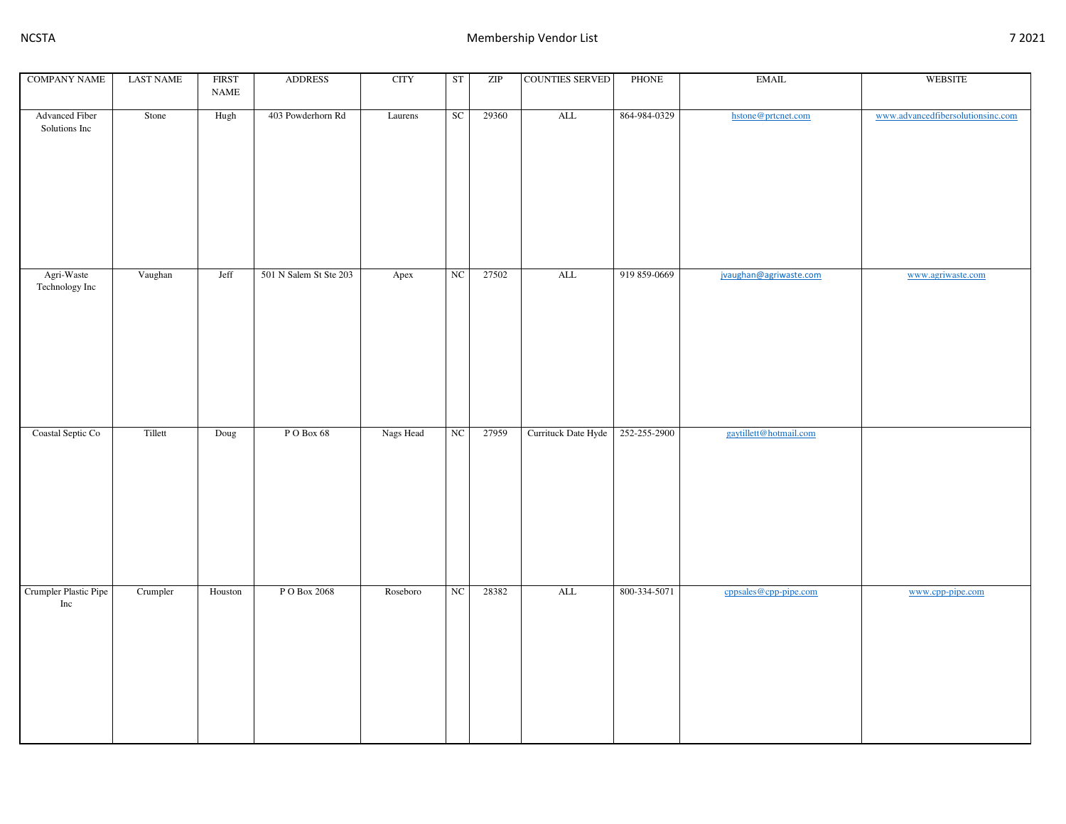# Membership Vendor List

| COMPANY NAME | LAST NAME | FIRST NAME | ADDRESS | CITY | ST | ZIP | COUNTIES SERVED | PHONE | EMAIL | WEBSITE |
|---|---|---|---|---|---|---|---|---|---|---|
| Advanced Fiber Solutions Inc | Stone | Hugh | 403 Powderhorn Rd | Laurens | SC | 29360 | ALL | 864-984-0329 | hstone@prtcnet.com | www.advancedfibersolutionsinc.com |
| Agri-Waste Technology Inc | Vaughan | Jeff | 501 N Salem St Ste 203 | Apex | NC | 27502 | ALL | 919 859-0669 | jvaughan@agriwaste.com | www.agriwaste.com |
| Coastal Septic Co | Tillett | Doug | P O Box 68 | Nags Head | NC | 27959 | Currituck Date Hyde | 252-255-2900 | gaytillett@hotmail.com | |
| Crumpler Plastic Pipe Inc | Crumpler | Houston | P O Box 2068 | Roseboro | NC | 28382 | ALL | 800-334-5071 | cppsales@cpp-pipe.com | www.cpp-pipe.com |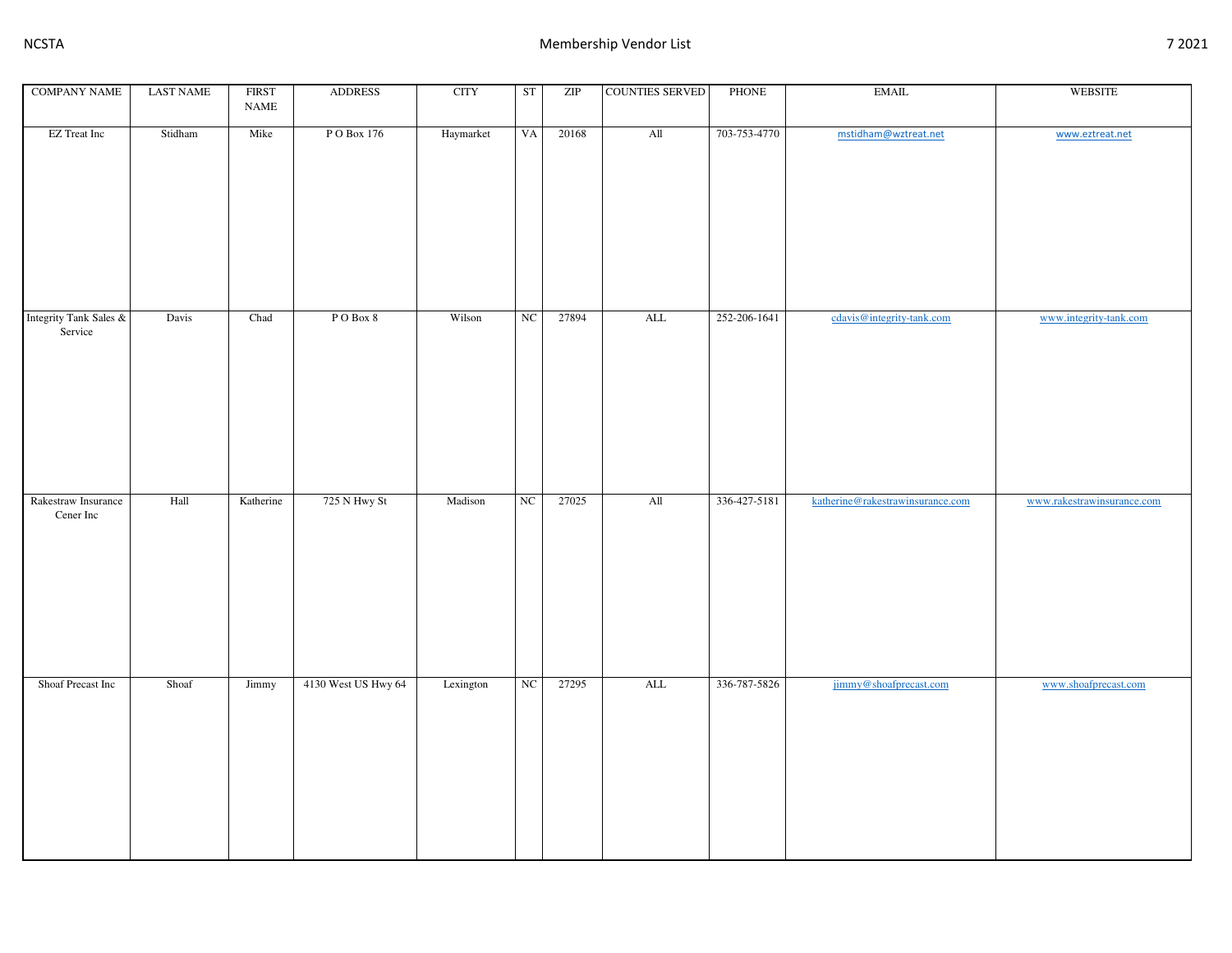| COMPANY NAME | LAST NAME | FIRST NAME | ADDRESS | CITY | ST | ZIP | COUNTIES SERVED | PHONE | EMAIL | WEBSITE |
|---|---|---|---|---|---|---|---|---|---|---|
| EZ Treat Inc | Stidham | Mike | P O Box 176 | Haymarket | VA | 20168 | All | 703-753-4770 | mstidham@wztreat.net | www.eztreat.net |
| Integrity Tank Sales & Service | Davis | Chad | P O Box 8 | Wilson | NC | 27894 | ALL | 252-206-1641 | cdavis@integrity-tank.com | www.integrity-tank.com |
| Rakestraw Insurance Cener Inc | Hall | Katherine | 725 N Hwy St | Madison | NC | 27025 | All | 336-427-5181 | katherine@rakestrawinsurance.com | www.rakestrawinsurance.com |
| Shoaf Precast Inc | Shoaf | Jimmy | 4130 West US Hwy 64 | Lexington | NC | 27295 | ALL | 336-787-5826 | jimmy@shoafprecast.com | www.shoafprecast.com |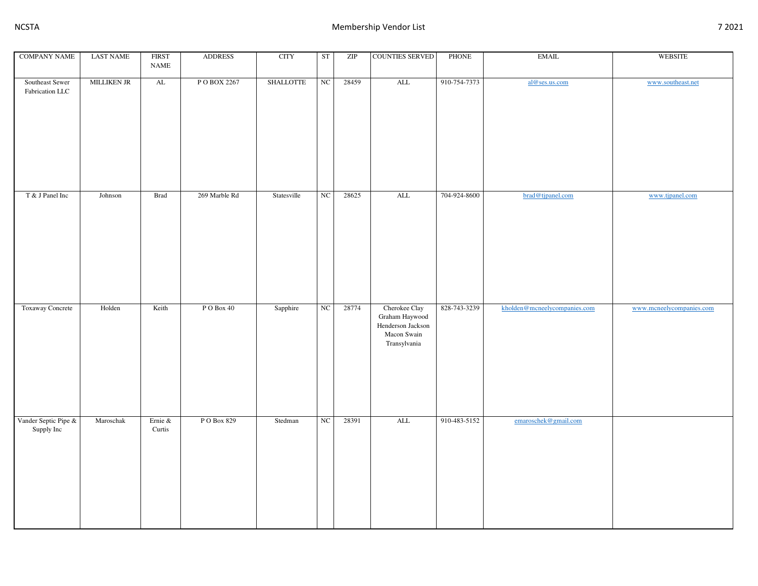| COMPANY NAME | LAST NAME | FIRST NAME | ADDRESS | CITY | ST | ZIP | COUNTIES SERVED | PHONE | EMAIL | WEBSITE |
|---|---|---|---|---|---|---|---|---|---|---|
| Southeast Sewer Fabrication LLC | MILLIKEN JR | AL | P O BOX 2267 | SHALLOTTE | NC | 28459 | ALL | 910-754-7373 | al@ses.us.com | www.southeast.net |
| T & J Panel Inc | Johnson | Brad | 269 Marble Rd | Statesville | NC | 28625 | ALL | 704-924-8600 | brad@tjpanel.com | www.tjpanel.com |
| Toxaway Concrete | Holden | Keith | P O Box 40 | Sapphire | NC | 28774 | Cherokee Clay Graham Haywood Henderson Jackson Macon Swain Transylvania | 828-743-3239 | kholden@mcneelycompanies.com | www.mcneelycompanies.com |
| Vander Septic Pipe & Supply Inc | Maroschak | Ernie & Curtis | P O Box 829 | Stedman | NC | 28391 | ALL | 910-483-5152 | emaroschek@gmail.com | |